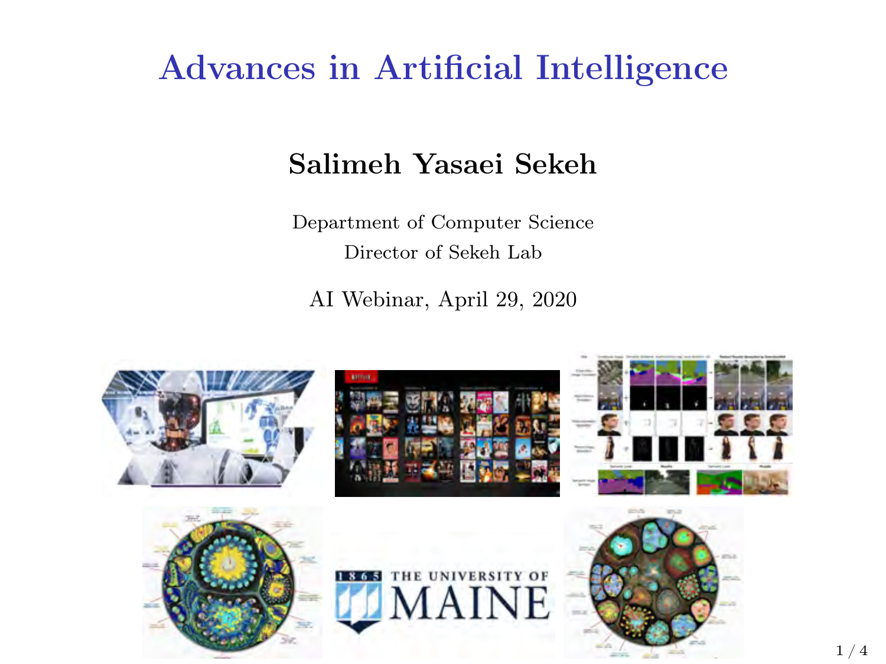# Advances in Artificial Intelligence

**Salimeh Yasaei Sekeh**

Department of Computer Science
Director of Sekeh Lab

AI Webinar, April 29, 2020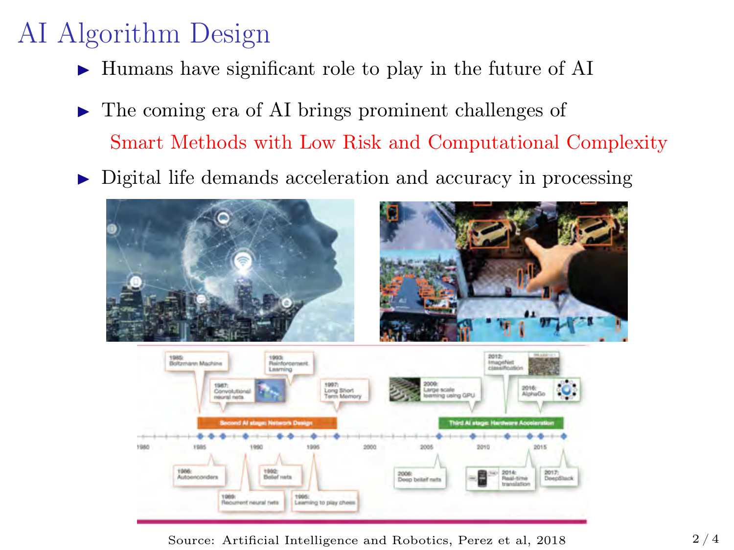# AI Algorithm Design

- Humans have significant role to play in the future of AI
- The coming era of AI brings prominent challenges of
  Smart Methods with Low Risk and Computational Complexity
- Digital life demands acceleration and accuracy in processing

Source: Artificial Intelligence and Robotics, Perez et al, 2018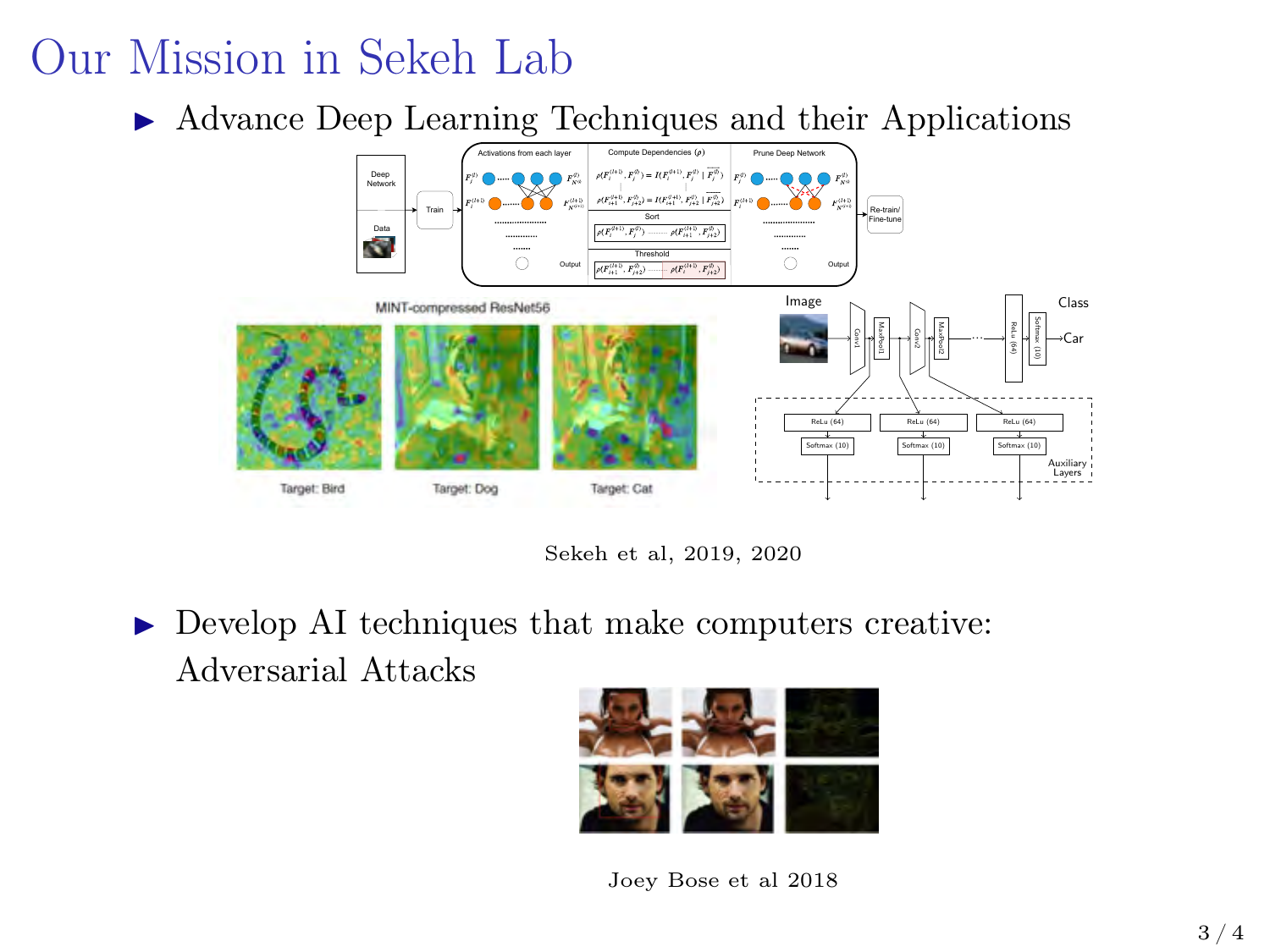# Our Mission in Sekeh Lab

- Advance Deep Learning Techniques and their Applications

Sekeh et al, 2019, 2020

- Develop AI techniques that make computers creative: Adversarial Attacks

Joey Bose et al 2018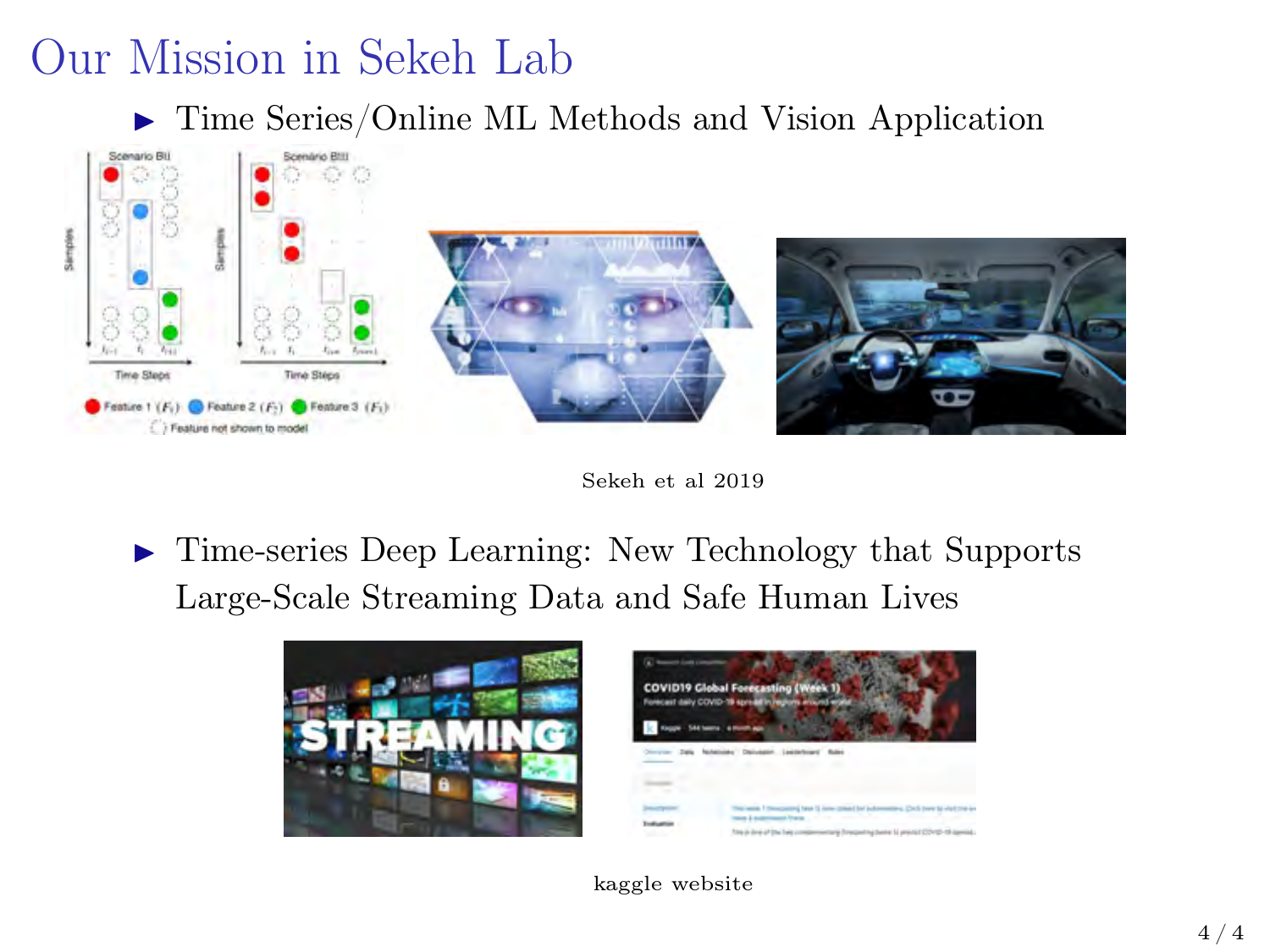# Our Mission in Sekeh Lab

- Time Series/Online ML Methods and Vision Application

Sekeh et al 2019

- Time-series Deep Learning: New Technology that Supports Large-Scale Streaming Data and Safe Human Lives

kaggle website